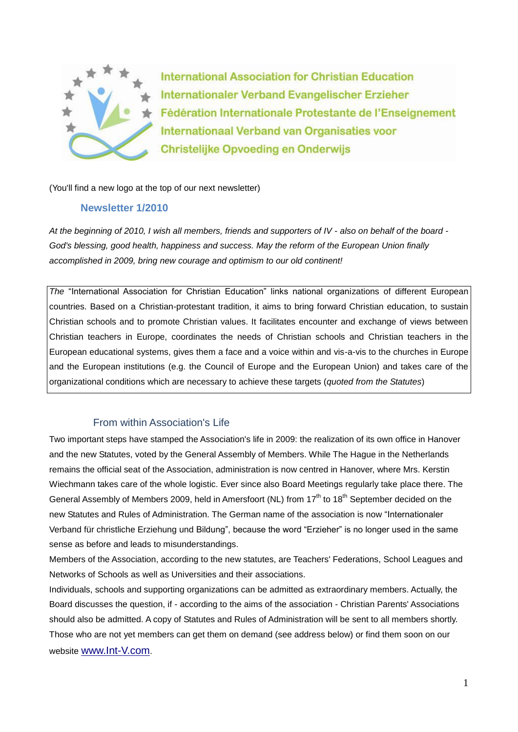International Association for Christian Education
Internationaler Verband Evangelischer Erzieher
Fédération Internationale Protestante de l'Enseignement
Internationaal Verband van Organisaties voor
Christelijke Opvoeding en Onderwijs

(You'll find a new logo at the top of our next newsletter)

## Newsletter 1/2010

*At the beginning of 2010, I wish all members, friends and supporters of IV - also on behalf of the board - God's blessing, good health, happiness and success. May the reform of the European Union finally accomplished in 2009, bring new courage and optimism to our old continent!*

> *The* "International Association for Christian Education" links national organizations of different European countries. Based on a Christian-protestant tradition, it aims to bring forward Christian education, to sustain Christian schools and to promote Christian values. It facilitates encounter and exchange of views between Christian teachers in Europe, coordinates the needs of Christian schools and Christian teachers in the European educational systems, gives them a face and a voice within and vis-a-vis to the churches in Europe and the European institutions (e.g. the Council of Europe and the European Union) and takes care of the organizational conditions which are necessary to achieve these targets (*quoted from the Statutes*)

### From within Association's Life

Two important steps have stamped the Association's life in 2009: the realization of its own office in Hanover and the new Statutes, voted by the General Assembly of Members. While The Hague in the Netherlands remains the official seat of the Association, administration is now centred in Hanover, where Mrs. Kerstin Wiechmann takes care of the whole logistic. Ever since also Board Meetings regularly take place there. The General Assembly of Members 2009, held in Amersfoort (NL) from 17th to 18th September decided on the new Statutes and Rules of Administration. The German name of the association is now "Internationaler Verband für christliche Erziehung und Bildung", because the word "Erzieher" is no longer used in the same sense as before and leads to misunderstandings.

Members of the Association, according to the new statutes, are Teachers' Federations, School Leagues and Networks of Schools as well as Universities and their associations.

Individuals, schools and supporting organizations can be admitted as extraordinary members. Actually, the Board discusses the question, if - according to the aims of the association - Christian Parents' Associations should also be admitted. A copy of Statutes and Rules of Administration will be sent to all members shortly. Those who are not yet members can get them on demand (see address below) or find them soon on our website www.Int-V.com.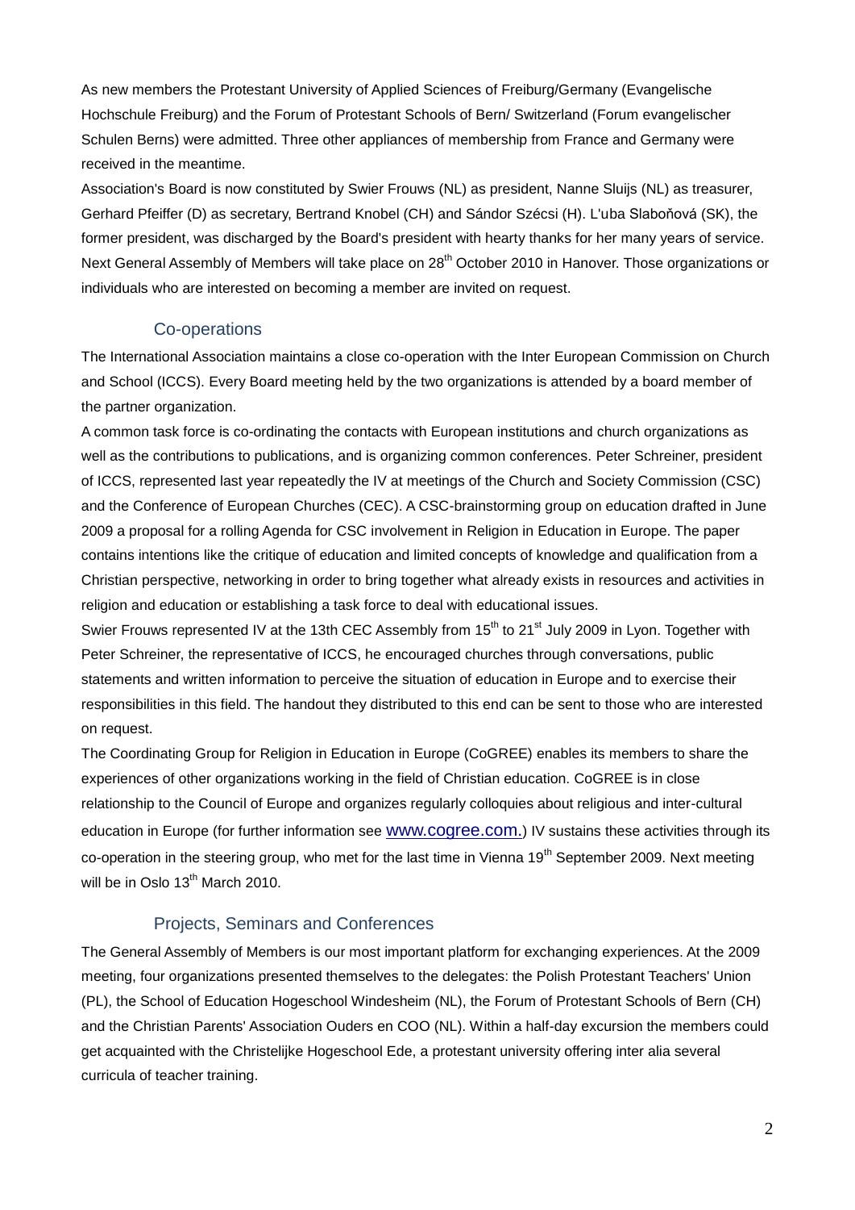As new members the Protestant University of Applied Sciences of Freiburg/Germany (Evangelische Hochschule Freiburg) and the Forum of Protestant Schools of Bern/ Switzerland (Forum evangelischer Schulen Berns) were admitted. Three other appliances of membership from France and Germany were received in the meantime.

Association's Board is now constituted by Swier Frouws (NL) as president, Nanne Sluijs (NL) as treasurer, Gerhard Pfeiffer (D) as secretary, Bertrand Knobel (CH) and Sándor Szécsi (H). L'uba Slaboňová (SK), the former president, was discharged by the Board's president with hearty thanks for her many years of service. Next General Assembly of Members will take place on 28th October 2010 in Hanover. Those organizations or individuals who are interested on becoming a member are invited on request.

## Co-operations

The International Association maintains a close co-operation with the Inter European Commission on Church and School (ICCS). Every Board meeting held by the two organizations is attended by a board member of the partner organization.

A common task force is co-ordinating the contacts with European institutions and church organizations as well as the contributions to publications, and is organizing common conferences. Peter Schreiner, president of ICCS, represented last year repeatedly the IV at meetings of the Church and Society Commission (CSC) and the Conference of European Churches (CEC). A CSC-brainstorming group on education drafted in June 2009 a proposal for a rolling Agenda for CSC involvement in Religion in Education in Europe. The paper contains intentions like the critique of education and limited concepts of knowledge and qualification from a Christian perspective, networking in order to bring together what already exists in resources and activities in religion and education or establishing a task force to deal with educational issues.

Swier Frouws represented IV at the 13th CEC Assembly from 15th to 21st July 2009 in Lyon. Together with Peter Schreiner, the representative of ICCS, he encouraged churches through conversations, public statements and written information to perceive the situation of education in Europe and to exercise their responsibilities in this field. The handout they distributed to this end can be sent to those who are interested on request.

The Coordinating Group for Religion in Education in Europe (CoGREE) enables its members to share the experiences of other organizations working in the field of Christian education. CoGREE is in close relationship to the Council of Europe and organizes regularly colloquies about religious and inter-cultural education in Europe (for further information see www.cogree.com.) IV sustains these activities through its co-operation in the steering group, who met for the last time in Vienna 19th September 2009. Next meeting will be in Oslo 13th March 2010.

## Projects, Seminars and Conferences

The General Assembly of Members is our most important platform for exchanging experiences. At the 2009 meeting, four organizations presented themselves to the delegates: the Polish Protestant Teachers' Union (PL), the School of Education Hogeschool Windesheim (NL), the Forum of Protestant Schools of Bern (CH) and the Christian Parents' Association Ouders en COO (NL). Within a half-day excursion the members could get acquainted with the Christelijke Hogeschool Ede, a protestant university offering inter alia several curricula of teacher training.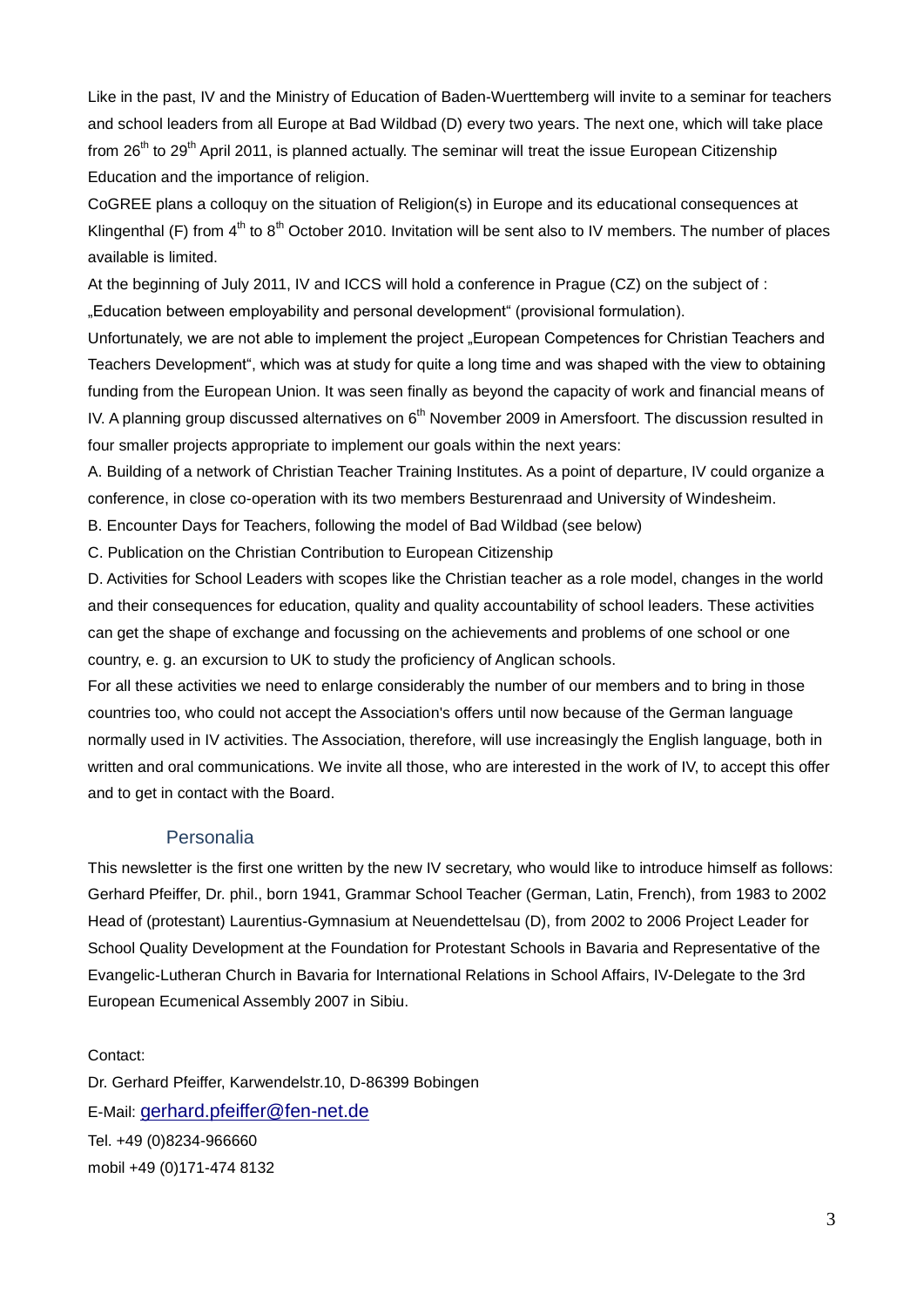Like in the past, IV and the Ministry of Education of Baden-Wuerttemberg will invite to a seminar for teachers and school leaders from all Europe at Bad Wildbad (D) every two years. The next one, which will take place from 26th to 29th April 2011, is planned actually. The seminar will treat the issue European Citizenship Education and the importance of religion.

CoGREE plans a colloquy on the situation of Religion(s) in Europe and its educational consequences at Klingenthal (F) from 4th to 8th October 2010. Invitation will be sent also to IV members. The number of places available is limited.

At the beginning of July 2011, IV and ICCS will hold a conference in Prague (CZ) on the subject of : „Education between employability and personal development" (provisional formulation).

Unfortunately, we are not able to implement the project „European Competences for Christian Teachers and Teachers Development", which was at study for quite a long time and was shaped with the view to obtaining funding from the European Union. It was seen finally as beyond the capacity of work and financial means of IV. A planning group discussed alternatives on 6th November 2009 in Amersfoort. The discussion resulted in four smaller projects appropriate to implement our goals within the next years:

A. Building of a network of Christian Teacher Training Institutes. As a point of departure, IV could organize a conference, in close co-operation with its two members Besturenraad and University of Windesheim.

B. Encounter Days for Teachers, following the model of Bad Wildbad (see below)

C. Publication on the Christian Contribution to European Citizenship

D. Activities for School Leaders with scopes like the Christian teacher as a role model, changes in the world and their consequences for education, quality and quality accountability of school leaders. These activities can get the shape of exchange and focussing on the achievements and problems of one school or one country, e. g. an excursion to UK to study the proficiency of Anglican schools.

For all these activities we need to enlarge considerably the number of our members and to bring in those countries too, who could not accept the Association's offers until now because of the German language normally used in IV activities. The Association, therefore, will use increasingly the English language, both in written and oral communications. We invite all those, who are interested in the work of IV, to accept this offer and to get in contact with the Board.

## Personalia

This newsletter is the first one written by the new IV secretary, who would like to introduce himself as follows: Gerhard Pfeiffer, Dr. phil., born 1941, Grammar School Teacher (German, Latin, French), from 1983 to 2002 Head of (protestant) Laurentius-Gymnasium at Neuendettelsau (D), from 2002 to 2006 Project Leader for School Quality Development at the Foundation for Protestant Schools in Bavaria and Representative of the Evangelic-Lutheran Church in Bavaria for International Relations in School Affairs, IV-Delegate to the 3rd European Ecumenical Assembly 2007 in Sibiu.

Contact:

Dr. Gerhard Pfeiffer, Karwendelstr.10, D-86399 Bobingen

E-Mail: gerhard.pfeiffer@fen-net.de

Tel. +49 (0)8234-966660

mobil +49 (0)171-474 8132